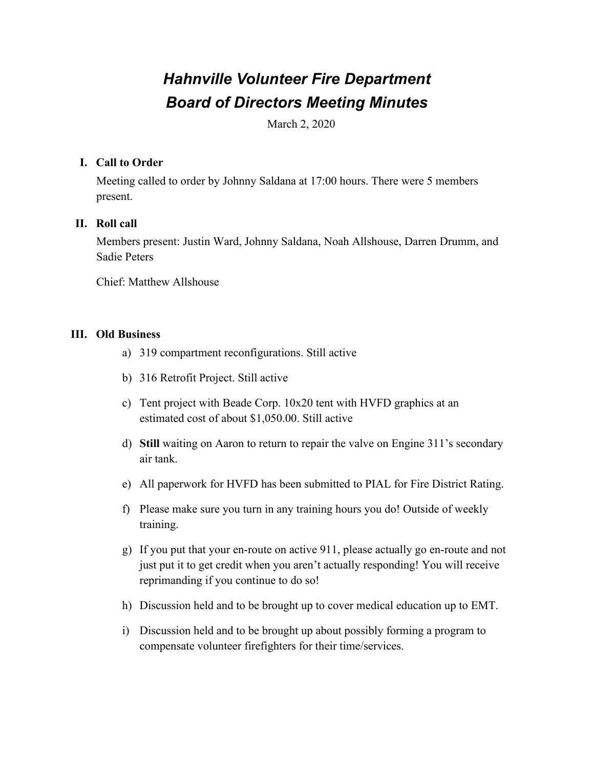# *Hahnville Volunteer Fire Department*
# *Board of Directors Meeting Minutes*

March 2, 2020

## I. Call to Order

Meeting called to order by Johnny Saldana at 17:00 hours. There were 5 members present.

## II. Roll call

Members present: Justin Ward, Johnny Saldana, Noah Allshouse, Darren Drumm, and Sadie Peters

Chief: Matthew Allshouse

## III. Old Business

a) 319 compartment reconfigurations. Still active

b) 316 Retrofit Project. Still active

c) Tent project with Beade Corp. 10x20 tent with HVFD graphics at an estimated cost of about $1,050.00. Still active

d) **Still** waiting on Aaron to return to repair the valve on Engine 311's secondary air tank.

e) All paperwork for HVFD has been submitted to PIAL for Fire District Rating.

f) Please make sure you turn in any training hours you do! Outside of weekly training.

g) If you put that your en-route on active 911, please actually go en-route and not just put it to get credit when you aren't actually responding! You will receive reprimanding if you continue to do so!

h) Discussion held and to be brought up to cover medical education up to EMT.

i) Discussion held and to be brought up about possibly forming a program to compensate volunteer firefighters for their time/services.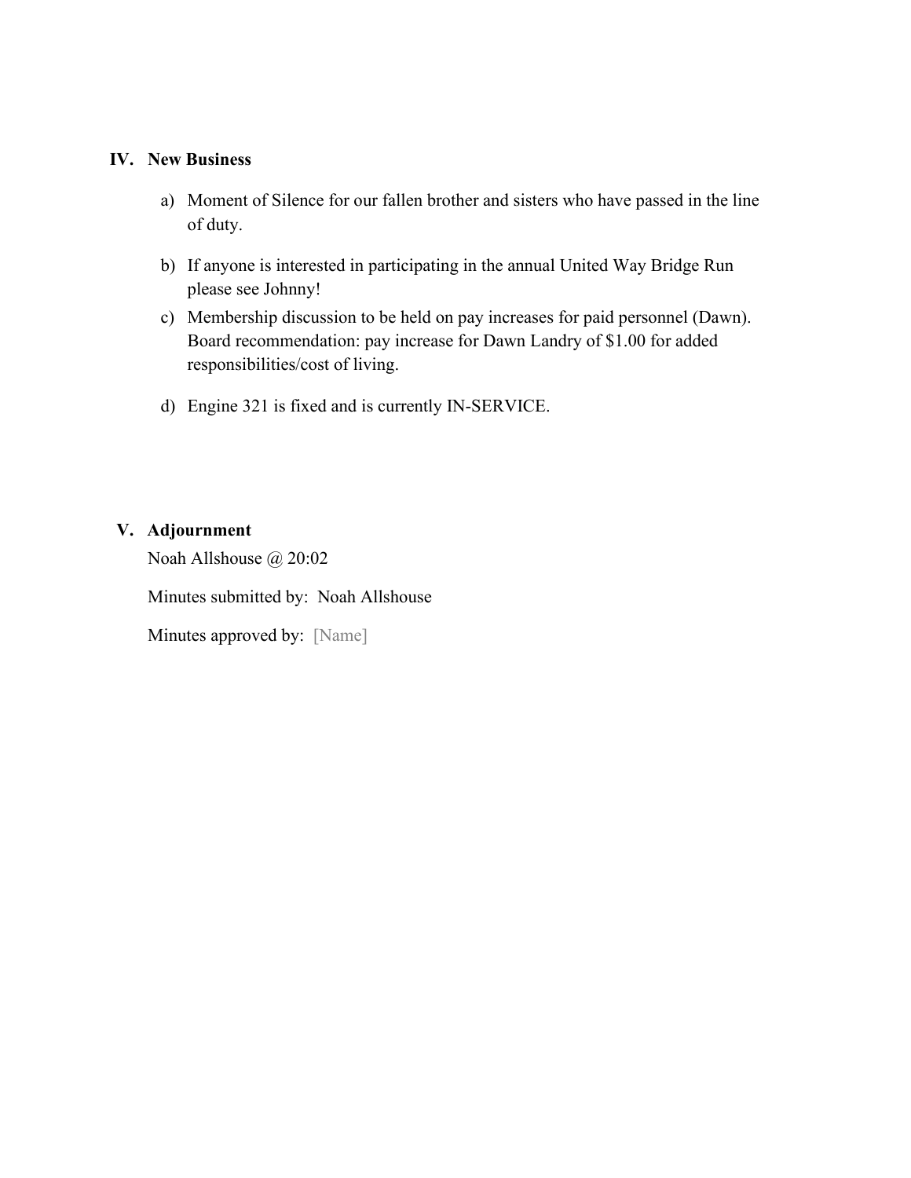## IV. New Business

a) Moment of Silence for our fallen brother and sisters who have passed in the line of duty.

b) If anyone is interested in participating in the annual United Way Bridge Run please see Johnny!

c) Membership discussion to be held on pay increases for paid personnel (Dawn). Board recommendation: pay increase for Dawn Landry of $1.00 for added responsibilities/cost of living.

d) Engine 321 is fixed and is currently IN-SERVICE.

## V. Adjournment

Noah Allshouse @ 20:02

Minutes submitted by: Noah Allshouse

Minutes approved by: [Name]